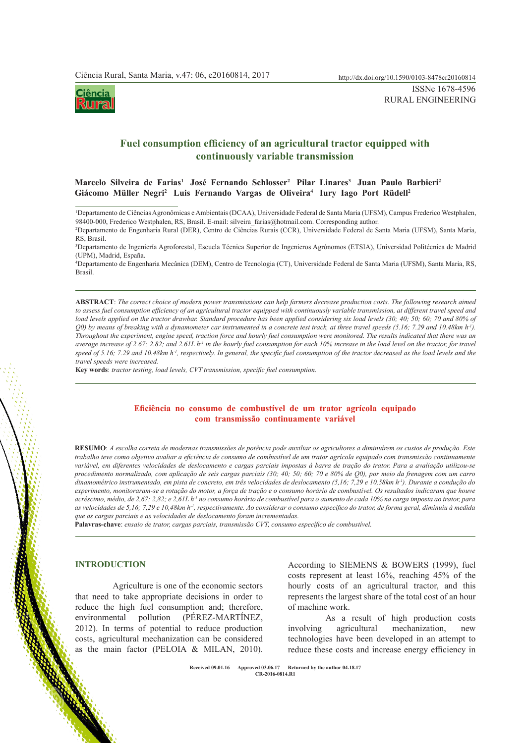ISSNe 1678-4596

RURAL ENGINEERING

# Fuel consumption efficiency of an agricultural tractor equipped with continuously variable transmission

**Marcelo Silveira de Farias[1] José Fernando Schlosser[2] Pilar Linares[3] Juan Paulo Barbieri[2] Giácomo Müller Negri[2] Luis Fernando Vargas de Oliveira[4] Iury Iago Port Rüdell[2]**

[1]Departamento de Ciências Agronômicas e Ambientais (DCAA), Universidade Federal de Santa Maria (UFSM), Campus Frederico Westphalen, 98400-000, Frederico Westphalen, RS, Brasil. E-mail: silveira_farias@hotmail.com. Corresponding author.

[2]Departamento de Engenharia Rural (DER), Centro de Ciências Rurais (CCR), Universidade Federal de Santa Maria (UFSM), Santa Maria, RS, Brasil.

[3]Departamento de Ingeniería Agroforestal, Escuela Técnica Superior de Ingenieros Agrónomos (ETSIA), Universidad Politécnica de Madrid (UPM), Madrid, España.

[4]Departamento de Engenharia Mecânica (DEM), Centro de Tecnologia (CT), Universidade Federal de Santa Maria (UFSM), Santa Maria, RS, Brasil.

**ABSTRACT**: *The correct choice of modern power transmissions can help farmers decrease production costs. The following research aimed to assess fuel consumption efficiency of an agricultural tractor equipped with continuously variable transmission, at different travel speed and load levels applied on the tractor drawbar. Standard procedure has been applied considering six load levels (30; 40; 50; 60; 70 and 80% of Q0) by means of breaking with a dynamometer car instrumented in a concrete test track, at three travel speeds (5.16; 7.29 and 10.48km $h^{-1}$). Throughout the experiment, engine speed, traction force and hourly fuel consumption were monitored. The results indicated that there was an average increase of 2.67; 2.82; and 2.61L $h^{-1}$ in the hourly fuel consumption for each 10% increase in the load level on the tractor, for travel speed of 5.16; 7.29 and 10.48km $h^{-1}$, respectively. In general, the specific fuel consumption of the tractor decreased as the load levels and the travel speeds were increased.*

**Key words**: *tractor testing, load levels, CVT transmission, specific fuel consumption.*

## Eficiência no consumo de combustível de um trator agrícola equipado com transmissão continuamente variável

**RESUMO**: *A escolha correta de modernas transmissões de potência pode auxiliar os agricultores a diminuírem os custos de produção. Este trabalho teve como objetivo avaliar a eficiência de consumo de combustível de um trator agrícola equipado com transmissão continuamente variável, em diferentes velocidades de deslocamento e cargas parciais impostas à barra de tração do trator. Para a avaliação utilizou-se procedimento normalizado, com aplicação de seis cargas parciais (30; 40; 50; 60; 70 e 80% de Q0), por meio da frenagem com um carro dinamométrico instrumentado, em pista de concreto, em três velocidades de deslocamento (5,16; 7,29 e 10,58km $h^{-1}$). Durante a condução do experimento, monitoraram-se a rotação do motor, a força de tração e o consumo horário de combustível. Os resultados indicaram que houve acréscimo, médio, de 2,67; 2,82; e 2,61L $h^{-1}$ no consumo horário de combustível para o aumento de cada 10% na carga imposta ao trator, para as velocidades de 5,16; 7,29 e 10,48km $h^{-1}$, respectivamente. Ao considerar o consumo específico do trator, de forma geral, diminuiu à medida que as cargas parciais e as velocidades de deslocamento foram incrementadas.*

**Palavras-chave**: *ensaio de trator, cargas parciais, transmissão CVT, consumo específico de combustível.*

## INTRODUCTION

Agriculture is one of the economic sectors that need to take appropriate decisions in order to reduce the high fuel consumption and; therefore, environmental pollution (PÉREZ-MARTÍNEZ, 2012). In terms of potential to reduce production costs, agricultural mechanization can be considered as the main factor (PELOIA & MILAN, 2010). According to SIEMENS & BOWERS (1999), fuel costs represent at least 16%, reaching 45% of the hourly costs of an agricultural tractor, and this represents the largest share of the total cost of an hour of machine work.

As a result of high production costs involving agricultural mechanization, new technologies have been developed in an attempt to reduce these costs and increase energy efficiency in

Received 09.01.16 Approved 03.06.17 Returned by the author 04.18.17
CR-2016-0814.R1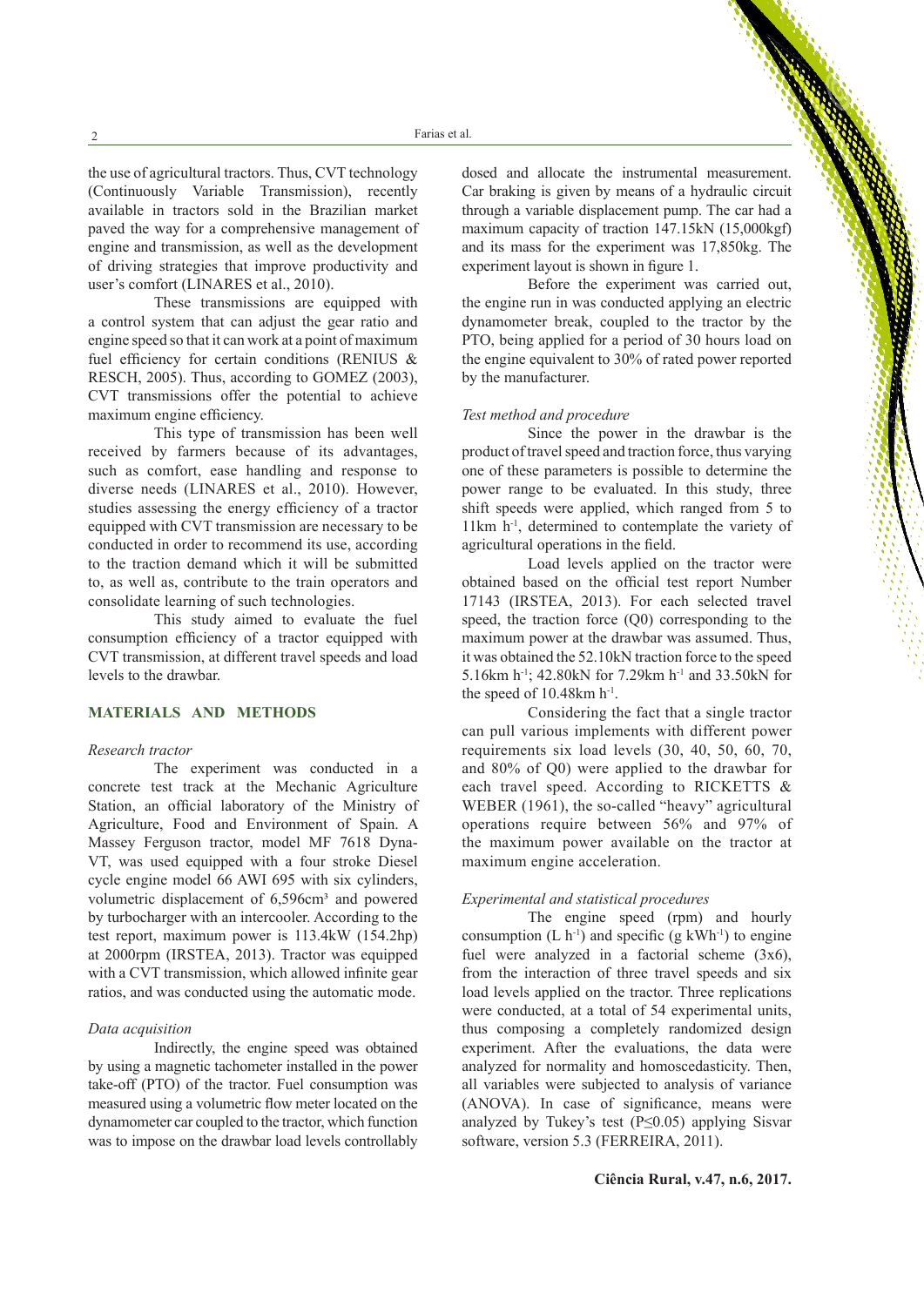the use of agricultural tractors. Thus, CVT technology (Continuously Variable Transmission), recently available in tractors sold in the Brazilian market paved the way for a comprehensive management of engine and transmission, as well as the development of driving strategies that improve productivity and user's comfort (LINARES et al., 2010).

These transmissions are equipped with a control system that can adjust the gear ratio and engine speed so that it can work at a point of maximum fuel efficiency for certain conditions (RENIUS & RESCH, 2005). Thus, according to GOMEZ (2003), CVT transmissions offer the potential to achieve maximum engine efficiency.

This type of transmission has been well received by farmers because of its advantages, such as comfort, ease handling and response to diverse needs (LINARES et al., 2010). However, studies assessing the energy efficiency of a tractor equipped with CVT transmission are necessary to be conducted in order to recommend its use, according to the traction demand which it will be submitted to, as well as, contribute to the train operators and consolidate learning of such technologies.

This study aimed to evaluate the fuel consumption efficiency of a tractor equipped with CVT transmission, at different travel speeds and load levels to the drawbar.

## MATERIALS AND METHODS

### *Research tractor*

The experiment was conducted in a concrete test track at the Mechanic Agriculture Station, an official laboratory of the Ministry of Agriculture, Food and Environment of Spain. A Massey Ferguson tractor, model MF 7618 Dyna-VT, was used equipped with a four stroke Diesel cycle engine model 66 AWI 695 with six cylinders, volumetric displacement of 6,596cm³ and powered by turbocharger with an intercooler. According to the test report, maximum power is 113.4kW (154.2hp) at 2000rpm (IRSTEA, 2013). Tractor was equipped with a CVT transmission, which allowed infinite gear ratios, and was conducted using the automatic mode.

### *Data acquisition*

Indirectly, the engine speed was obtained by using a magnetic tachometer installed in the power take-off (PTO) of the tractor. Fuel consumption was measured using a volumetric flow meter located on the dynamometer car coupled to the tractor, which function was to impose on the drawbar load levels controllably dosed and allocate the instrumental measurement. Car braking is given by means of a hydraulic circuit through a variable displacement pump. The car had a maximum capacity of traction 147.15kN (15,000kgf) and its mass for the experiment was 17,850kg. The experiment layout is shown in figure 1.

Before the experiment was carried out, the engine run in was conducted applying an electric dynamometer break, coupled to the tractor by the PTO, being applied for a period of 30 hours load on the engine equivalent to 30% of rated power reported by the manufacturer.

### *Test method and procedure*

Since the power in the drawbar is the product of travel speed and traction force, thus varying one of these parameters is possible to determine the power range to be evaluated. In this study, three shift speeds were applied, which ranged from 5 to 11km h$^{-1}$, determined to contemplate the variety of agricultural operations in the field.

Load levels applied on the tractor were obtained based on the official test report Number 17143 (IRSTEA, 2013). For each selected travel speed, the traction force (Q0) corresponding to the maximum power at the drawbar was assumed. Thus, it was obtained the 52.10kN traction force to the speed 5.16km h$^{-1}$; 42.80kN for 7.29km h$^{-1}$ and 33.50kN for the speed of 10.48km h$^{-1}$.

Considering the fact that a single tractor can pull various implements with different power requirements six load levels (30, 40, 50, 60, 70, and 80% of Q0) were applied to the drawbar for each travel speed. According to RICKETTS & WEBER (1961), the so-called "heavy" agricultural operations require between 56% and 97% of the maximum power available on the tractor at maximum engine acceleration.

### *Experimental and statistical procedures*

The engine speed (rpm) and hourly consumption (L h$^{-1}$) and specific (g kWh$^{-1}$) to engine fuel were analyzed in a factorial scheme (3x6), from the interaction of three travel speeds and six load levels applied on the tractor. Three replications were conducted, at a total of 54 experimental units, thus composing a completely randomized design experiment. After the evaluations, the data were analyzed for normality and homoscedasticity. Then, all variables were subjected to analysis of variance (ANOVA). In case of significance, means were analyzed by Tukey's test ($P \leq 0.05$) applying Sisvar software, version 5.3 (FERREIRA, 2011).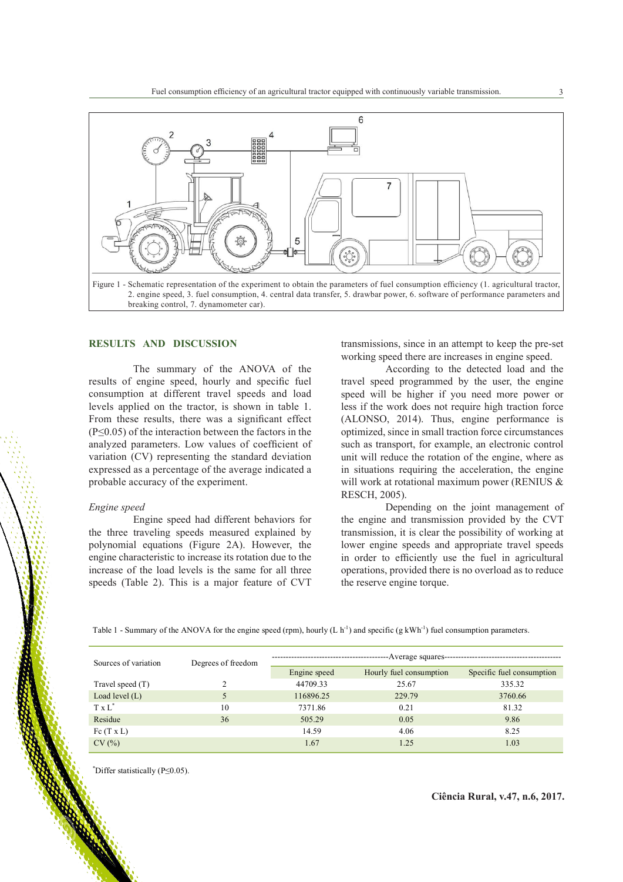Figure 1 - Schematic representation of the experiment to obtain the parameters of fuel consumption efficiency (1. agricultural tractor, 2. engine speed, 3. fuel consumption, 4. central data transfer, 5. drawbar power, 6. software of performance parameters and breaking control, 7. dynamometer car).

## RESULTS AND DISCUSSION

The summary of the ANOVA of the results of engine speed, hourly and specific fuel consumption at different travel speeds and load levels applied on the tractor, is shown in table 1. From these results, there was a significant effect ($P \leq 0.05$) of the interaction between the factors in the analyzed parameters. Low values of coefficient of variation (CV) representing the standard deviation expressed as a percentage of the average indicated a probable accuracy of the experiment.

*Engine speed*

Engine speed had different behaviors for the three traveling speeds measured explained by polynomial equations (Figure 2A). However, the engine characteristic to increase its rotation due to the increase of the load levels is the same for all three speeds (Table 2). This is a major feature of CVT transmissions, since in an attempt to keep the pre-set working speed there are increases in engine speed.

According to the detected load and the travel speed programmed by the user, the engine speed will be higher if you need more power or less if the work does not require high traction force (ALONSO, 2014). Thus, engine performance is optimized, since in small traction force circumstances such as transport, for example, an electronic control unit will reduce the rotation of the engine, where as in situations requiring the acceleration, the engine will work at rotational maximum power (RENIUS & RESCH, 2005).

Depending on the joint management of the engine and transmission provided by the CVT transmission, it is clear the possibility of working at lower engine speeds and appropriate travel speeds in order to efficiently use the fuel in agricultural operations, provided there is no overload as to reduce the reserve engine torque.

Table 1 - Summary of the ANOVA for the engine speed (rpm), hourly ($L\ h^{-1}$) and specific ($g\ kWh^{-1}$) fuel consumption parameters.

| Sources of variation | Degrees of freedom | ----------Average squares---------- | | |
|---|---|---|---|---|
| | | Engine speed | Hourly fuel consumption | Specific fuel consumption |
| Travel speed (T) | 2 | 44709.33 | 25.67 | 335.32 |
| Load level (L) | 5 | 116896.25 | 229.79 | 3760.66 |
| T x L* | 10 | 7371.86 | 0.21 | 81.32 |
| Residue | 36 | 505.29 | 0.05 | 9.86 |
| Fc (T x L) | | 14.59 | 4.06 | 8.25 |
| CV (%) | | 1.67 | 1.25 | 1.03 |

*Differ statistically ($P \leq 0.05$).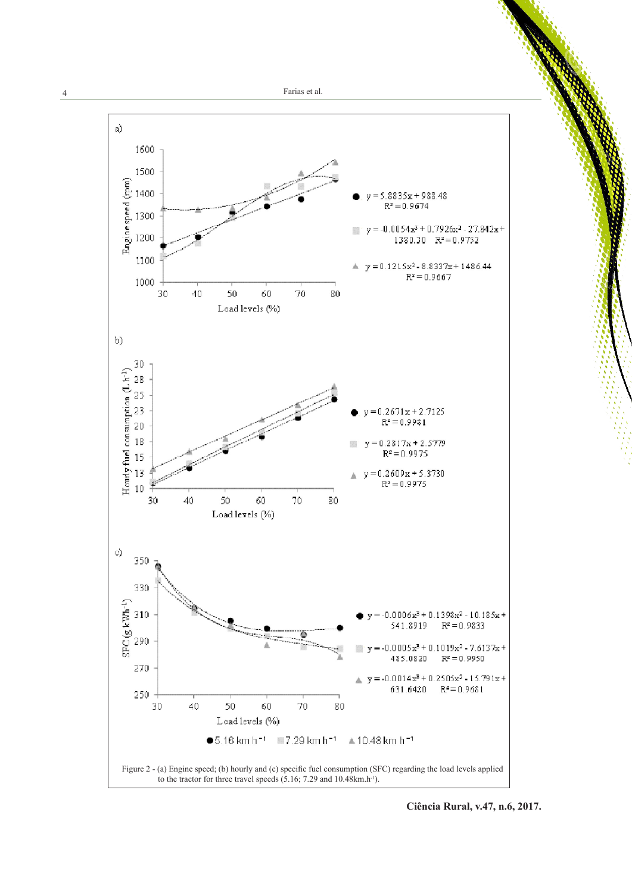Figure 2 - (a) Engine speed; (b) hourly and (c) specific fuel consumption (SFC) regarding the load levels applied to the tractor for three travel speeds (5.16; 7.29 and 10.48km.h$^{-1}$).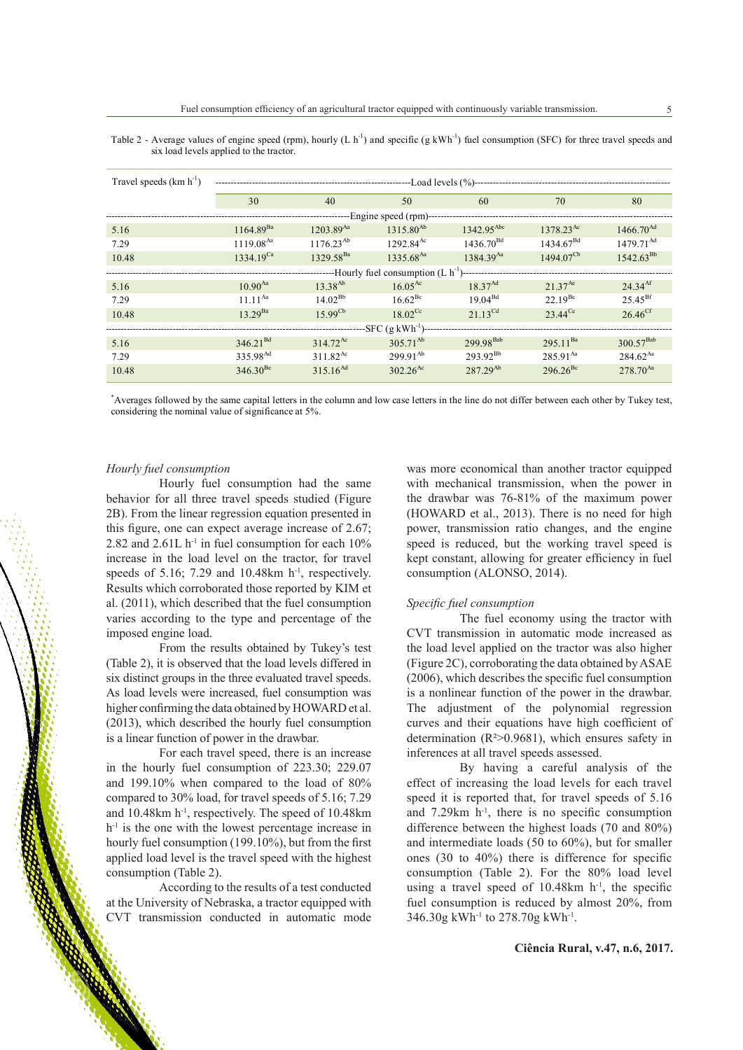Table 2 - Average values of engine speed (rpm), hourly (L $h^{-1}$) and specific (g $kWh^{-1}$) fuel consumption (SFC) for three travel speeds and six load levels applied to the tractor.

| Travel speeds (km $h^{-1}$) | Load levels (%) | | | | | |
|---|---|---|---|---|---|---|
| | 30 | 40 | 50 | 60 | 70 | 80 |
| **Engine speed (rpm)** | | | | | | |
| 5.16 | $1164.89^{Ba}$ | $1203.89^{Aa}$ | $1315.80^{Ab}$ | $1342.95^{Abc}$ | $1378.23^{Ac}$ | $1466.70^{Ad}$ |
| 7.29 | $1119.08^{Aa}$ | $1176.23^{Ab}$ | $1292.84^{Ac}$ | $1436.70^{Bd}$ | $1434.67^{Bd}$ | $1479.71^{Ad}$ |
| 10.48 | $1334.19^{Ca}$ | $1329.58^{Ba}$ | $1335.68^{Aa}$ | $1384.39^{Aa}$ | $1494.07^{Cb}$ | $1542.63^{Bb}$ |
| **Hourly fuel consumption (L $h^{-1}$)** | | | | | | |
| 5.16 | $10.90^{Aa}$ | $13.38^{Ab}$ | $16.05^{Ac}$ | $18.37^{Ad}$ | $21.37^{Ae}$ | $24.34^{Af}$ |
| 7.29 | $11.11^{Aa}$ | $14.02^{Bb}$ | $16.62^{Bc}$ | $19.04^{Bd}$ | $22.19^{Be}$ | $25.45^{Bf}$ |
| 10.48 | $13.29^{Ba}$ | $15.99^{Cb}$ | $18.02^{Cc}$ | $21.13^{Cd}$ | $23.44^{Ce}$ | $26.46^{Cf}$ |
| **SFC (g $kWh^{-1}$)** | | | | | | |
| 5.16 | $346.21^{Bd}$ | $314.72^{Ac}$ | $305.71^{Ab}$ | $299.98^{Bab}$ | $295.11^{Ba}$ | $300.57^{Bab}$ |
| 7.29 | $335.98^{Ad}$ | $311.82^{Ac}$ | $299.91^{Ab}$ | $293.92^{Bb}$ | $285.91^{Aa}$ | $284.62^{Aa}$ |
| 10.48 | $346.30^{Be}$ | $315.16^{Ad}$ | $302.26^{Ac}$ | $287.29^{Ab}$ | $296.26^{Bc}$ | $278.70^{Aa}$ |

*Averages followed by the same capital letters in the column and low case letters in the line do not differ between each other by Tukey test, considering the nominal value of significance at 5%.

*Hourly fuel consumption*

Hourly fuel consumption had the same behavior for all three travel speeds studied (Figure 2B). From the linear regression equation presented in this figure, one can expect average increase of 2.67; 2.82 and 2.61L $h^{-1}$ in fuel consumption for each 10% increase in the load level on the tractor, for travel speeds of 5.16; 7.29 and 10.48km $h^{-1}$, respectively. Results which corroborated those reported by KIM et al. (2011), which described that the fuel consumption varies according to the type and percentage of the imposed engine load.

From the results obtained by Tukey's test (Table 2), it is observed that the load levels differed in six distinct groups in the three evaluated travel speeds. As load levels were increased, fuel consumption was higher confirming the data obtained by HOWARD et al. (2013), which described the hourly fuel consumption is a linear function of power in the drawbar.

For each travel speed, there is an increase in the hourly fuel consumption of 223.30; 229.07 and 199.10% when compared to the load of 80% compared to 30% load, for travel speeds of 5.16; 7.29 and 10.48km $h^{-1}$, respectively. The speed of 10.48km $h^{-1}$ is the one with the lowest percentage increase in hourly fuel consumption (199.10%), but from the first applied load level is the travel speed with the highest consumption (Table 2).

According to the results of a test conducted at the University of Nebraska, a tractor equipped with CVT transmission conducted in automatic mode was more economical than another tractor equipped with mechanical transmission, when the power in the drawbar was 76-81% of the maximum power (HOWARD et al., 2013). There is no need for high power, transmission ratio changes, and the engine speed is reduced, but the working travel speed is kept constant, allowing for greater efficiency in fuel consumption (ALONSO, 2014).

*Specific fuel consumption*

The fuel economy using the tractor with CVT transmission in automatic mode increased as the load level applied on the tractor was also higher (Figure 2C), corroborating the data obtained by ASAE (2006), which describes the specific fuel consumption is a nonlinear function of the power in the drawbar. The adjustment of the polynomial regression curves and their equations have high coefficient of determination ($R^2$>0.9681), which ensures safety in inferences at all travel speeds assessed.

By having a careful analysis of the effect of increasing the load levels for each travel speed it is reported that, for travel speeds of 5.16 and 7.29km $h^{-1}$, there is no specific consumption difference between the highest loads (70 and 80%) and intermediate loads (50 to 60%), but for smaller ones (30 to 40%) there is difference for specific consumption (Table 2). For the 80% load level using a travel speed of 10.48km $h^{-1}$, the specific fuel consumption is reduced by almost 20%, from 346.30g $kWh^{-1}$ to 278.70g $kWh^{-1}$.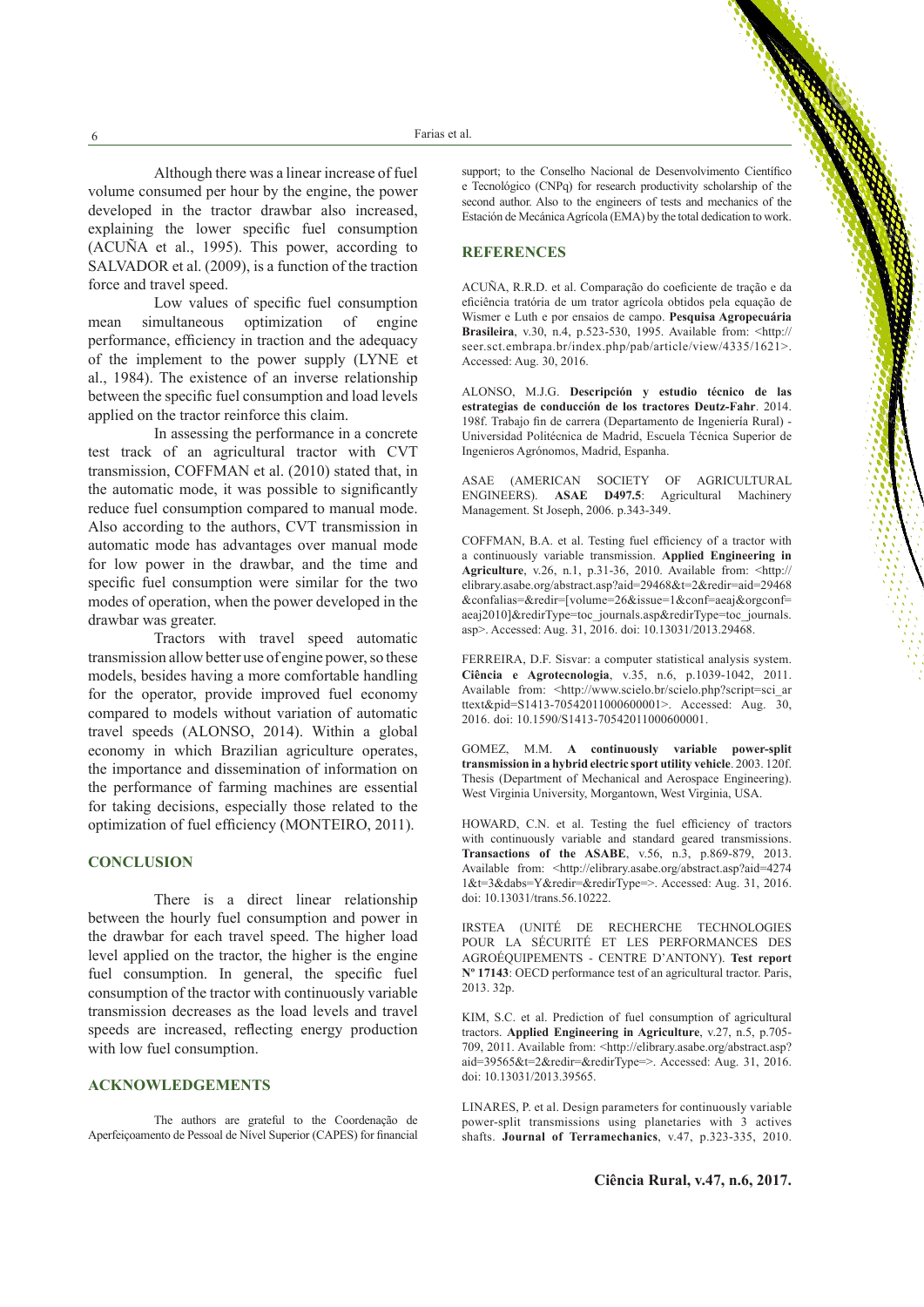Although there was a linear increase of fuel volume consumed per hour by the engine, the power developed in the tractor drawbar also increased, explaining the lower specific fuel consumption (ACUÑA et al., 1995). This power, according to SALVADOR et al. (2009), is a function of the traction force and travel speed.

Low values of specific fuel consumption mean simultaneous optimization of engine performance, efficiency in traction and the adequacy of the implement to the power supply (LYNE et al., 1984). The existence of an inverse relationship between the specific fuel consumption and load levels applied on the tractor reinforce this claim.

In assessing the performance in a concrete test track of an agricultural tractor with CVT transmission, COFFMAN et al. (2010) stated that, in the automatic mode, it was possible to significantly reduce fuel consumption compared to manual mode. Also according to the authors, CVT transmission in automatic mode has advantages over manual mode for low power in the drawbar, and the time and specific fuel consumption were similar for the two modes of operation, when the power developed in the drawbar was greater.

Tractors with travel speed automatic transmission allow better use of engine power, so these models, besides having a more comfortable handling for the operator, provide improved fuel economy compared to models without variation of automatic travel speeds (ALONSO, 2014). Within a global economy in which Brazilian agriculture operates, the importance and dissemination of information on the performance of farming machines are essential for taking decisions, especially those related to the optimization of fuel efficiency (MONTEIRO, 2011).

## CONCLUSION

There is a direct linear relationship between the hourly fuel consumption and power in the drawbar for each travel speed. The higher load level applied on the tractor, the higher is the engine fuel consumption. In general, the specific fuel consumption of the tractor with continuously variable transmission decreases as the load levels and travel speeds are increased, reflecting energy production with low fuel consumption.

## ACKNOWLEDGEMENTS

The authors are grateful to the Coordenação de Aperfeiçoamento de Pessoal de Nível Superior (CAPES) for financial support; to the Conselho Nacional de Desenvolvimento Científico e Tecnológico (CNPq) for research productivity scholarship of the second author. Also to the engineers of tests and mechanics of the Estación de Mecánica Agrícola (EMA) by the total dedication to work.

## REFERENCES

ACUÑA, R.R.D. et al. Comparação do coeficiente de tração e da eficiência tratória de um trator agrícola obtidos pela equação de Wismer e Luth e por ensaios de campo. **Pesquisa Agropecuária Brasileira**, v.30, n.4, p.523-530, 1995. Available from: <http://seer.sct.embrapa.br/index.php/pab/article/view/4335/1621>. Accessed: Aug. 30, 2016.

ALONSO, M.J.G. **Descripción y estudio técnico de las estrategias de conducción de los tractores Deutz-Fahr**. 2014. 198f. Trabajo fin de carrera (Departamento de Ingeniería Rural) - Universidad Politécnica de Madrid, Escuela Técnica Superior de Ingenieros Agrónomos, Madrid, Espanha.

ASAE (AMERICAN SOCIETY OF AGRICULTURAL ENGINEERS). **ASAE D497.5**: Agricultural Machinery Management. St Joseph, 2006. p.343-349.

COFFMAN, B.A. et al. Testing fuel efficiency of a tractor with a continuously variable transmission. **Applied Engineering in Agriculture**, v.26, n.1, p.31-36, 2010. Available from: <http://elibrary.asabe.org/abstract.asp?aid=29468&t=2&redir=aid=29468&confalias=&redir=[volume=26&issue=1&conf=aeaj&orgconf=aeaj2010]&redirType=toc_journals.asp&redirType=toc_journals.asp>. Accessed: Aug. 31, 2016. doi: 10.13031/2013.29468.

FERREIRA, D.F. Sisvar: a computer statistical analysis system. **Ciência e Agrotecnologia**, v.35, n.6, p.1039-1042, 2011. Available from: <http://www.scielo.br/scielo.php?script=sci_arttext&pid=S1413-70542011000600001>. Accessed: Aug. 30, 2016. doi: 10.1590/S1413-70542011000600001.

GOMEZ, M.M. **A continuously variable power-split transmission in a hybrid electric sport utility vehicle**. 2003. 120f. Thesis (Department of Mechanical and Aerospace Engineering). West Virginia University, Morgantown, West Virginia, USA.

HOWARD, C.N. et al. Testing the fuel efficiency of tractors with continuously variable and standard geared transmissions. **Transactions of the ASABE**, v.56, n.3, p.869-879, 2013. Available from: <http://elibrary.asabe.org/abstract.asp?aid=42741&t=3&dabs=Y&redir=&redirType=>. Accessed: Aug. 31, 2016. doi: 10.13031/trans.56.10222.

IRSTEA (UNITÉ DE RECHERCHE TECHNOLOGIES POUR LA SÉCURITÉ ET LES PERFORMANCES DES AGROÉQUIPEMENTS - CENTRE D'ANTONY). **Test report Nº 17143**: OECD performance test of an agricultural tractor. Paris, 2013. 32p.

KIM, S.C. et al. Prediction of fuel consumption of agricultural tractors. **Applied Engineering in Agriculture**, v.27, n.5, p.705-709, 2011. Available from: <http://elibrary.asabe.org/abstract.asp?aid=39565&t=2&redir=&redirType=>. Accessed: Aug. 31, 2016. doi: 10.13031/2013.39565.

LINARES, P. et al. Design parameters for continuously variable power-split transmissions using planetaries with 3 actives shafts. **Journal of Terramechanics**, v.47, p.323-335, 2010.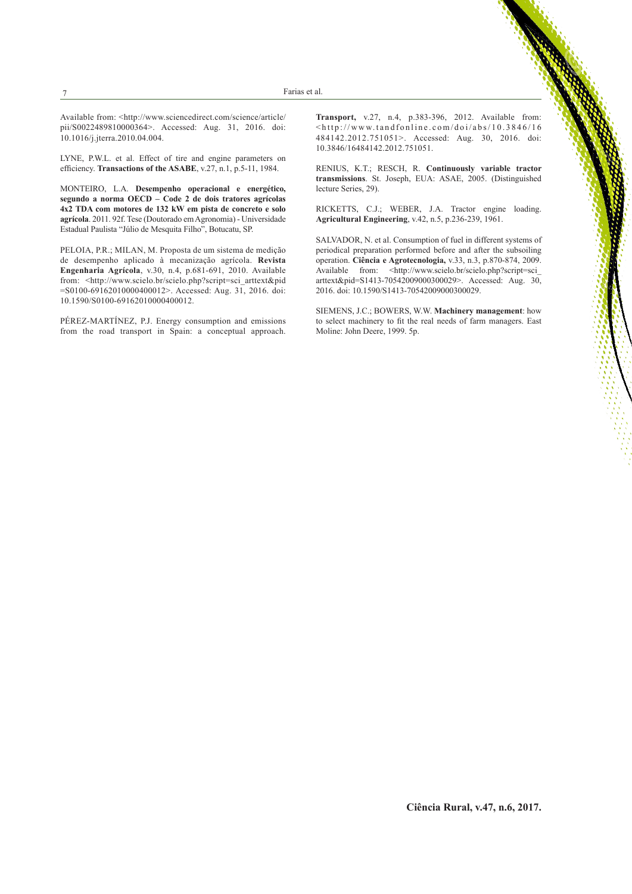Available from: <http://www.sciencedirect.com/science/article/pii/S0022489810000364>. Accessed: Aug. 31, 2016. doi: 10.1016/j.jterra.2010.04.004.

LYNE, P.W.L. et al. Effect of tire and engine parameters on efficiency. **Transactions of the ASABE**, v.27, n.1, p.5-11, 1984.

MONTEIRO, L.A. **Desempenho operacional e energético, segundo a norma OECD – Code 2 de dois tratores agrícolas 4x2 TDA com motores de 132 kW em pista de concreto e solo agrícola**. 2011. 92f. Tese (Doutorado em Agronomia) - Universidade Estadual Paulista "Júlio de Mesquita Filho", Botucatu, SP.

PELOIA, P.R.; MILAN, M. Proposta de um sistema de medição de desempenho aplicado à mecanização agrícola. **Revista Engenharia Agrícola**, v.30, n.4, p.681-691, 2010. Available from: <http://www.scielo.br/scielo.php?script=sci_arttext&pid=S0100-69162010000400012>. Accessed: Aug. 31, 2016. doi: 10.1590/S0100-69162010000400012.

PÉREZ-MARTÍNEZ, P.J. Energy consumption and emissions from the road transport in Spain: a conceptual approach. **Transport,** v.27, n.4, p.383-396, 2012. Available from: <http://www.tandfonline.com/doi/abs/10.3846/16484142.2012.751051>. Accessed: Aug. 30, 2016. doi: 10.3846/16484142.2012.751051.

RENIUS, K.T.; RESCH, R. **Continuously variable tractor transmissions**. St. Joseph, EUA: ASAE, 2005. (Distinguished lecture Series, 29).

RICKETTS, C.J.; WEBER, J.A. Tractor engine loading. **Agricultural Engineering**, v.42, n.5, p.236-239, 1961.

SALVADOR, N. et al. Consumption of fuel in different systems of periodical preparation performed before and after the subsoiling operation. **Ciência e Agrotecnologia,** v.33, n.3, p.870-874, 2009. Available from: <http://www.scielo.br/scielo.php?script=sci_arttext&pid=S1413-70542009000300029>. Accessed: Aug. 30, 2016. doi: 10.1590/S1413-70542009000300029.

SIEMENS, J.C.; BOWERS, W.W. **Machinery management**: how to select machinery to fit the real needs of farm managers. East Moline: John Deere, 1999. 5p.